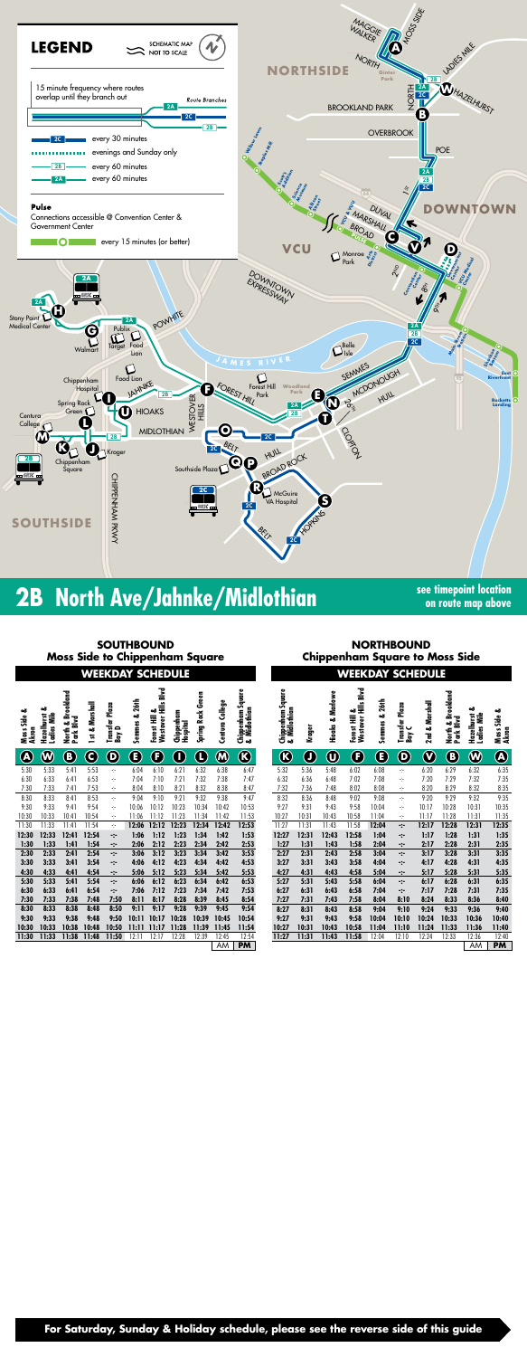# LEGEND

SCHEMATIC MAP NOT TO SCALE

15 minute frequency where routes overlap until they branch out — Route Branches: 2A, 2C, 2B

- 2C — every 30 minutes
- evenings and Sunday only
- 2B — every 60 minutes
- 2A — every 60 minutes

**Pulse**
Connections accessible @ Convention Center & Government Center

every 15 minutes (or better)

# 2B North Ave/Jahnke/Midlothian

see timepoint location on route map above

## SOUTHBOUND
### Moss Side to Chippenham Square

#### WEEKDAY SCHEDULE

| Moss Side & Akron (A) | Hazelhurst & Ladies Mile (W) | North & Brookland Park Blvd (B) | 1st & Marshall (C) | Transfer Plaza Bay D (D) | Semmes & 26th (E) | Forest Hill & Westover Hills Blvd (F) | Chippenham Hospital (I) | Spring Rock Green (L) | Centura College (M) | Chippenham Square & Midlothian (K) |
|---|---|---|---|---|---|---|---|---|---|---|
| 5:30 | 5:33 | 5:41 | 5:53 | -:- | 6:04 | 6:10 | 6:21 | 6:32 | 6:38 | 6:47 |
| 6:30 | 6:33 | 6:41 | 6:53 | -:- | 7:04 | 7:10 | 7:21 | 7:32 | 7:38 | 7:47 |
| 7:30 | 7:33 | 7:41 | 7:53 | -:- | 8:04 | 8:10 | 8:21 | 8:32 | 8:38 | 8:47 |
| 8:30 | 8:33 | 8:41 | 8:53 | -:- | 9:04 | 9:10 | 9:21 | 9:32 | 9:38 | 9:47 |
| 9:30 | 9:33 | 9:41 | 9:54 | -:- | 10:06 | 10:12 | 10:23 | 10:34 | 10:42 | 10:53 |
| 10:30 | 10:33 | 10:41 | 10:54 | -:- | 11:06 | 11:12 | 11:23 | 11:34 | 11:42 | 11:53 |
| 11:30 | 11:33 | 11:41 | 11:54 | -:- | 12:06 | 12:12 | 12:23 | 12:34 | 12:42 | 12:53 |
| 12:30 | 12:33 | 12:41 | 12:54 | -:- | 1:06 | 1:12 | 1:23 | 1:34 | 1:42 | 1:53 |
| 1:30 | 1:33 | 1:41 | 1:54 | -:- | 2:06 | 2:12 | 2:23 | 2:34 | 2:42 | 2:53 |
| 2:30 | 2:33 | 2:41 | 2:54 | -:- | 3:06 | 3:12 | 3:23 | 3:34 | 3:42 | 3:53 |
| 3:30 | 3:33 | 3:41 | 3:54 | -:- | 4:06 | 4:12 | 4:23 | 4:34 | 4:42 | 4:53 |
| 4:30 | 4:33 | 4:41 | 4:54 | -:- | 5:06 | 5:12 | 5:23 | 5:34 | 5:42 | 5:53 |
| 5:30 | 5:33 | 5:41 | 5:54 | -:- | 6:06 | 6:12 | 6:23 | 6:34 | 6:42 | 6:53 |
| 6:30 | 6:33 | 6:41 | 6:54 | -:- | 7:06 | 7:12 | 7:23 | 7:34 | 7:42 | 7:53 |
| 7:30 | 7:33 | 7:38 | 7:48 | 7:50 | 8:11 | 8:17 | 8:28 | 8:39 | 8:45 | 8:54 |
| 8:30 | 8:33 | 8:38 | 8:48 | 8:50 | 9:11 | 9:17 | 9:28 | 9:39 | 9:45 | 9:54 |
| 9:30 | 9:33 | 9:38 | 9:48 | 9:50 | 10:11 | 10:17 | 10:28 | 10:39 | 10:45 | 10:54 |
| 10:30 | 10:33 | 10:38 | 10:48 | 10:50 | 11:11 | 11:17 | 11:28 | 11:39 | 11:45 | 11:54 |
| 11:30 | 11:33 | 11:38 | 11:48 | 11:50 | 12:11 | 12:17 | 12:28 | 12:39 | 12:45 | 12:54 |
| | | | | | | | | | AM | PM |

## NORTHBOUND
### Chippenham Square to Moss Side

#### WEEKDAY SCHEDULE

| Chippenham Square & Midlothian (K) | Kroger (J) | Hioaks & Marlowe (U) | Forest Hill & Westover Hills Blvd (F) | Semmes & 26th (E) | Transfer Plaza Bay C (D) | 2nd & Marshall (V) | North & Brookland Park Blvd (B) | Hazelhurst & Ladies Mile (W) | Moss Side & Akron (A) |
|---|---|---|---|---|---|---|---|---|---|
| 5:32 | 5:36 | 5:48 | 6:02 | 6:08 | -:- | 6:20 | 6:29 | 6:32 | 6:35 |
| 6:32 | 6:36 | 6:48 | 7:02 | 7:08 | -:- | 7:20 | 7:29 | 7:32 | 7:35 |
| 7:32 | 7:36 | 7:48 | 8:02 | 8:08 | -:- | 8:20 | 8:29 | 8:32 | 8:35 |
| 8:32 | 8:36 | 8:48 | 9:02 | 9:08 | -:- | 9:20 | 9:29 | 9:32 | 9:35 |
| 9:27 | 9:31 | 9:43 | 9:58 | 10:04 | -:- | 10:17 | 10:28 | 10:31 | 10:35 |
| 10:27 | 10:31 | 10:43 | 10:58 | 11:04 | -:- | 11:17 | 11:28 | 11:31 | 11:35 |
| 11:27 | 11:31 | 11:43 | 11:58 | 12:04 | -:- | 12:17 | 12:28 | 12:31 | 12:35 |
| 12:27 | 12:31 | 12:43 | 12:58 | 1:04 | -:- | 1:17 | 1:28 | 1:31 | 1:35 |
| 1:27 | 1:31 | 1:43 | 1:58 | 2:04 | -:- | 2:17 | 2:28 | 2:31 | 2:35 |
| 2:27 | 2:31 | 2:43 | 2:58 | 3:04 | -:- | 3:17 | 3:28 | 3:31 | 3:35 |
| 3:27 | 3:31 | 3:43 | 3:58 | 4:04 | -:- | 4:17 | 4:28 | 4:31 | 4:35 |
| 4:27 | 4:31 | 4:43 | 4:58 | 5:04 | -:- | 5:17 | 5:28 | 5:31 | 5:35 |
| 5:27 | 5:31 | 5:43 | 5:58 | 6:04 | -:- | 6:17 | 6:28 | 6:31 | 6:35 |
| 6:27 | 6:31 | 6:43 | 6:58 | 7:04 | -:- | 7:17 | 7:28 | 7:31 | 7:35 |
| 7:27 | 7:31 | 7:43 | 7:58 | 8:04 | 8:10 | 8:24 | 8:33 | 8:36 | 8:40 |
| 8:27 | 8:31 | 8:43 | 8:58 | 9:04 | 9:10 | 9:24 | 9:33 | 9:36 | 9:40 |
| 9:27 | 9:31 | 9:43 | 9:58 | 10:04 | 10:10 | 10:24 | 10:33 | 10:36 | 10:40 |
| 10:27 | 10:31 | 10:43 | 10:58 | 11:04 | 11:10 | 11:24 | 11:33 | 11:36 | 11:40 |
| 11:27 | 11:31 | 11:43 | 11:58 | 12:04 | 12:10 | 12:24 | 12:33 | 12:36 | 12:40 |
| | | | | | | | | AM | PM |

**For Saturday, Sunday & Holiday schedule, please see the reverse side of this guide**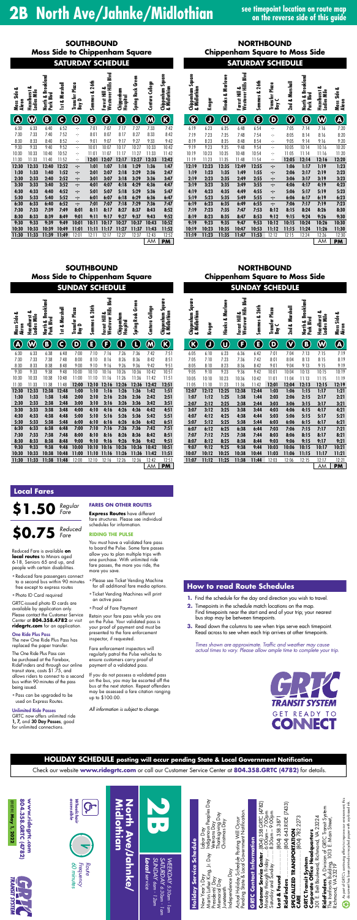# 2B North Ave/Jahnke/Midlothian

**see timepoint location on route map on the reverse side of this guide**

## SOUTHBOUND
### Moss Side to Chippenham Square
#### SATURDAY SCHEDULE

| Moss Side & Akron (A) | Hazelhurst & Ladies Mile (W) | North & Brookland Park Blvd (B) | 1st & Marshall (C) | Transfer Plaza Bay D (D) | Semmes & 26th (E) | Forest Hill & Westover Hills Blvd (F) | Chippenham Hospital (I) | Spring Rock Green (L) | Centura College (M) | Chippenham Square & Midlothian (K) |
|---|---|---|---|---|---|---|---|---|---|---|
| 6:30 | 6:33 | 6:40 | 6:52 | -:- | 7:01 | 7:07 | 7:17 | 7:27 | 7:33 | 7:42 |
| 7:30 | 7:33 | 7:40 | 7:52 | -:- | 8:01 | 8:07 | 8:17 | 8:27 | 8:33 | 8:42 |
| 8:30 | 8:33 | 8:40 | 8:52 | -:- | 9:01 | 9:07 | 9:17 | 9:27 | 9:33 | 9:42 |
| 9:30 | 9:33 | 9:40 | 9:52 | -:- | 10:01 | 10:07 | 10:17 | 10:27 | 10:33 | 10:42 |
| 10:30 | 10:33 | 10:40 | 10:52 | -:- | 11:01 | 11:07 | 11:17 | 11:27 | 11:33 | 11:42 |
| 11:30 | 11:33 | 11:40 | 11:52 | -:- | 12:01 | 12:07 | 12:17 | 12:27 | 12:33 | 12:42 |
| **12:30** | **12:33** | **12:40** | **12:52** | -:- | **1:01** | **1:07** | **1:18** | **1:29** | **1:36** | **1:47** |
| **1:30** | **1:33** | **1:40** | **1:52** | -:- | **2:01** | **2:07** | **2:18** | **2:29** | **2:36** | **2:47** |
| **2:30** | **2:33** | **2:40** | **2:52** | -:- | **3:01** | **3:07** | **3:18** | **3:29** | **3:36** | **3:47** |
| **3:30** | **3:33** | **3:40** | **3:52** | -:- | **4:01** | **4:07** | **4:18** | **4:29** | **4:36** | **4:47** |
| **4:30** | **4:33** | **4:40** | **4:52** | -:- | **5:01** | **5:07** | **5:18** | **5:29** | **5:36** | **5:47** |
| **5:30** | **5:33** | **5:40** | **5:52** | -:- | **6:01** | **6:07** | **6:18** | **6:29** | **6:36** | **6:47** |
| **6:30** | **6:33** | **6:40** | **6:52** | -:- | **7:01** | **7:07** | **7:18** | **7:29** | **7:36** | **7:47** |
| **7:30** | **7:33** | **7:39** | **7:49** | **8:01** | **8:11** | **8:17** | **8:27** | **8:37** | **8:43** | **8:52** |
| **8:30** | **8:33** | **8:39** | **8:49** | **9:01** | **9:11** | **9:17** | **9:27** | **9:37** | **9:43** | **9:52** |
| **9:30** | **9:33** | **9:39** | **9:49** | **10:01** | **10:11** | **10:17** | **10:27** | **10:37** | **10:43** | **10:52** |
| **10:30** | **10:33** | **10:39** | **10:49** | **11:01** | **11:11** | **11:17** | **11:27** | **11:37** | **11:43** | **11:52** |
| **11:30** | **11:33** | **11:39** | **11:49** | 12:01 | 12:11 | 12:17 | 12:27 | 12:37 | 12:43 | 12:52 |

AM **PM**

## NORTHBOUND
### Chippenham Square to Moss Side
#### SATURDAY SCHEDULE

| Chippenham Square & Midlothian (K) | Kroger (J) | Hicks & Marlowe (U) | Forest Hill & Westover Hills Blvd (F) | Semmes & 26th (E) | Transfer Plaza Bay C (D) | 2nd & Marshall (V) | North & Brookland Park Blvd (B) | Hazelhurst & Ladies Mile (W) | Moss Side & Akron (A) |
|---|---|---|---|---|---|---|---|---|---|
| 6:19 | 6:23 | 6:35 | 6:48 | 6:54 | -:- | 7:05 | 7:14 | 7:16 | 7:20 |
| 7:19 | 7:23 | 7:35 | 7:48 | 7:54 | -:- | 8:05 | 8:14 | 8:16 | 8:20 |
| 8:19 | 8:23 | 8:35 | 8:48 | 8:54 | -:- | 9:05 | 9:14 | 9:16 | 9:20 |
| 9:19 | 9:23 | 9:35 | 9:48 | 9:54 | -:- | 10:05 | 10:14 | 10:16 | 10:20 |
| 10:19 | 10:23 | 10:35 | 10:48 | 10:54 | -:- | 11:05 | 11:14 | 11:16 | 11:20 |
| 11:19 | 11:23 | 11:35 | 11:48 | 11:54 | -:- | **12:05** | **12:14** | **12:16** | **12:20** |
| **12:19** | **12:23** | **12:35** | **12:49** | **12:55** | -:- | **1:06** | **1:17** | **1:19** | **1:23** |
| **1:19** | **1:23** | **1:35** | **1:49** | **1:55** | -:- | **2:06** | **2:17** | **2:19** | **2:23** |
| **2:19** | **2:23** | **2:35** | **2:49** | **2:55** | -:- | **3:06** | **3:17** | **3:19** | **3:23** |
| **3:19** | **3:23** | **3:35** | **3:49** | **3:55** | -:- | **4:06** | **4:17** | **4:19** | **4:23** |
| **4:19** | **4:23** | **4:35** | **4:49** | **4:55** | -:- | **5:06** | **5:17** | **5:19** | **5:23** |
| **5:19** | **5:23** | **5:35** | **5:49** | **5:55** | -:- | **6:06** | **6:17** | **6:19** | **6:23** |
| **6:19** | **6:23** | **6:35** | **6:49** | **6:55** | -:- | **7:06** | **7:17** | **7:19** | **7:23** |
| **7:19** | **7:23** | **7:35** | **7:47** | **7:53** | **8:12** | **8:15** | **8:24** | **8:26** | **8:30** |
| **8:19** | **8:23** | **8:35** | **8:47** | **8:53** | **9:12** | **9:15** | **9:24** | **9:26** | **9:30** |
| **9:19** | **9:23** | **9:35** | **9:47** | **9:53** | **10:12** | **10:15** | **10:24** | **10:26** | **10:30** |
| **10:19** | **10:23** | **10:35** | **10:47** | **10:53** | **11:12** | **11:15** | **11:24** | **11:26** | **11:30** |
| **11:19** | **11:23** | **11:35** | **11:47** | **11:53** | 12:12 | 12:15 | 12:24 | 12:26 | 12:30 |

AM **PM**

## SOUTHBOUND
### Moss Side to Chippenham Square
#### SUNDAY SCHEDULE

| Moss Side & Akron (A) | Hazelhurst & Ladies Mile (W) | North & Brookland Park Blvd (B) | 1st & Marshall (C) | Transfer Plaza Bay D (D) | Semmes & 26th (E) | Forest Hill & Westover Hills Blvd (F) | Chippenham Hospital (I) | Spring Rock Green (L) | Centura College (M) | Chippenham Square & Midlothian (K) |
|---|---|---|---|---|---|---|---|---|---|---|
| 6:30 | 6:33 | 6:38 | 6:48 | 7:00 | 7:10 | 7:16 | 7:26 | 7:36 | 7:42 | 7:51 |
| 7:30 | 7:33 | 7:38 | 7:48 | 8:00 | 8:10 | 8:16 | 8:26 | 8:36 | 8:42 | 8:51 |
| 8:30 | 8:33 | 8:38 | 8:48 | 9:00 | 9:10 | 9:16 | 9:26 | 9:36 | 9:42 | 9:51 |
| 9:30 | 9:33 | 9:38 | 9:48 | 10:00 | 10:10 | 10:16 | 10:26 | 10:36 | 10:42 | 10:51 |
| 10:30 | 10:33 | 10:38 | 10:48 | 11:00 | 11:10 | 11:16 | 11:26 | 11:36 | 11:42 | 11:51 |
| 11:30 | 11:33 | 11:38 | 11:48 | **12:00** | **12:10** | **12:16** | **12:26** | **12:36** | **12:42** | **12:51** |
| **12:30** | **12:33** | **12:38** | **12:48** | **1:00** | **1:10** | **1:16** | **1:26** | **1:36** | **1:42** | **1:51** |
| **1:30** | **1:33** | **1:38** | **1:48** | **2:00** | **2:10** | **2:16** | **2:26** | **2:36** | **2:42** | **2:51** |
| **2:30** | **2:33** | **2:38** | **2:48** | **3:00** | **3:10** | **3:16** | **3:26** | **3:36** | **3:42** | **3:51** |
| **3:30** | **3:33** | **3:38** | **3:48** | **4:00** | **4:10** | **4:16** | **4:26** | **4:36** | **4:42** | **4:51** |
| **4:30** | **4:33** | **4:38** | **4:48** | **5:00** | **5:10** | **5:16** | **5:26** | **5:36** | **5:42** | **5:51** |
| **5:30** | **5:33** | **5:38** | **5:48** | **6:00** | **6:10** | **6:16** | **6:26** | **6:36** | **6:42** | **6:51** |
| **6:30** | **6:33** | **6:38** | **6:48** | **7:00** | **7:10** | **7:16** | **7:26** | **7:36** | **7:42** | **7:51** |
| **7:30** | **7:33** | **7:38** | **7:48** | **8:00** | **8:10** | **8:16** | **8:26** | **8:36** | **8:42** | **8:51** |
| **8:30** | **8:33** | **8:38** | **8:48** | **9:00** | **9:10** | **9:16** | **9:26** | **9:36** | **9:42** | **9:51** |
| **9:30** | **9:33** | **9:38** | **9:48** | **10:00** | **10:10** | **10:16** | **10:26** | **10:36** | **10:42** | **10:51** |
| **10:30** | **10:33** | **10:38** | **10:48** | **11:00** | **11:10** | **11:16** | **11:26** | **11:36** | **11:42** | **11:51** |
| **11:30** | **11:33** | **11:38** | **11:48** | 12:00 | 12:10 | 12:16 | 12:26 | 12:36 | 12:42 | 12:51 |

AM **PM**

## NORTHBOUND
### Chippenham Square to Moss Side
#### SUNDAY SCHEDULE

| Chippenham Square & Midlothian (K) | Kroger (J) | Hicks & Marlowe (U) | Forest Hill & Westover Hills Blvd (F) | Semmes & 26th (E) | Transfer Plaza Bay C (D) | 2nd & Marshall (V) | North & Brookland Park Blvd (B) | Hazelhurst & Ladies Mile (W) | Moss Side & Akron (A) |
|---|---|---|---|---|---|---|---|---|---|
| 6:05 | 6:10 | 6:23 | 6:36 | 6:42 | 7:01 | 7:04 | 7:13 | 7:15 | 7:19 |
| 7:05 | 7:10 | 7:23 | 7:36 | 7:42 | 8:01 | 8:04 | 8:13 | 8:15 | 8:19 |
| 8:05 | 8:10 | 8:23 | 8:36 | 8:42 | 9:01 | 9:04 | 9:13 | 9:15 | 9:19 |
| 9:05 | 9:10 | 9:23 | 9:36 | 9:42 | 10:01 | 10:04 | 10:13 | 10:15 | 10:19 |
| 10:05 | 10:10 | 10:23 | 10:36 | 10:42 | 11:01 | 11:04 | 11:13 | 11:15 | 11:19 |
| 11:05 | 11:10 | 11:23 | 11:36 | 11:42 | **12:01** | **12:04** | **12:13** | **12:15** | **12:19** |
| **12:07** | **12:12** | **12:25** | **12:38** | **12:44** | **1:03** | **1:06** | **1:15** | **1:17** | **1:21** |
| **1:07** | **1:12** | **1:25** | **1:38** | **1:44** | **2:03** | **2:06** | **2:15** | **2:17** | **2:21** |
| **2:07** | **2:12** | **2:25** | **2:38** | **2:44** | **3:03** | **3:06** | **3:15** | **3:17** | **3:21** |
| **3:07** | **3:12** | **3:25** | **3:38** | **3:44** | **4:03** | **4:06** | **4:15** | **4:17** | **4:21** |
| **4:07** | **4:12** | **4:25** | **4:38** | **4:44** | **5:03** | **5:06** | **5:15** | **5:17** | **5:21** |
| **5:07** | **5:12** | **5:25** | **5:38** | **5:44** | **6:03** | **6:06** | **6:15** | **6:17** | **6:21** |
| **6:07** | **6:12** | **6:25** | **6:38** | **6:44** | **7:03** | **7:06** | **7:15** | **7:17** | **7:21** |
| **7:07** | **7:12** | **7:25** | **7:38** | **7:44** | **8:03** | **8:06** | **8:15** | **8:17** | **8:21** |
| **8:07** | **8:12** | **8:25** | **8:38** | **8:44** | **9:03** | **9:06** | **9:15** | **9:17** | **9:21** |
| **9:07** | **9:12** | **9:25** | **9:38** | **9:44** | **10:03** | **10:06** | **10:15** | **10:17** | **10:21** |
| **10:07** | **10:12** | **10:25** | **10:38** | **10:44** | **11:03** | **11:06** | **11:15** | **11:17** | **11:21** |
| **11:07** | **11:12** | **11:25** | **11:38** | **11:44** | 12:03 | 12:06 | 12:15 | 12:17 | 12:21 |

AM **PM**

## Local Fares

**$1.50** *Regular Fare*

**$0.75** *Reduced Fare*

Reduced Fare is available **on local routes** to Minors aged 6-18, Seniors 65 and up, and people with certain disabilities.

- Reduced fare passengers connect to a second bus within 90 minutes free except to express routes
- Photo ID Card required

GRTC-issued photo ID cards are available by application only. Please contact the Customer Service Center at **804.358.4782** or visit **ridegrtc.com** for an application.

**One Ride Plus Pass**

The new One Ride Plus Pass has replaced the paper transfer.

The One Ride Plus Pass can be purchased at the Farebox, RideFinders and through our online transit store, costs $1.75, and allows riders to connect to a second bus within 90 minutes of the pass being issued.

- Pass can be upgraded to be used on Express Routes.

**Unlimited Ride Passes**

GRTC now offers unlimited ride **1, 7,** and **30 Day Passes**, good for unlimited connections.

**FARES ON OTHER ROUTES**

**Express Routes** have different fare structures. Please see individual schedules for information.

**RIDING THE PULSE**

You must have a validated fare pass to board the Pulse. Some fare passes allow you to plan multiple trips with one purchase. With unlimited ride fare passes, the more you ride, the more you save.

- Please see Ticket Vending Machine for all additional fare media options.
- Ticket Vending Machines will print an active pass
- Proof of Fare Payment

Retain your fare pass while you are on the Pulse. Your validated pass is your proof of payment and must be presented to the fare enforcement inspector, if requested.

Fare enforcement inspectors will regularly patrol the Pulse vehicles to ensure customers carry proof of payment of a validated pass.

If you do not possess a validated pass on the bus, you may be escorted off the bus at the next station. Repeat offenders may be assessed a fare citation ranging up to $100.00.

*All information is subject to change.*

## How to read Route Schedules

1. Find the schedule for the day and direction you wish to travel.
2. Timepoints in the schedule match locations on the map. Find timepoints near the start and end of your trip; your nearest bus stop may be between timepoints.
3. Read down the columns to see when trips serve each timepoint. Read across to see when each trip arrives at other timepoints.

*Times shown are approximate. Traffic and weather may cause actual times to vary. Please allow ample time to complete your trip.*

GRTC TRANSIT SYSTEM — GET READY TO CONNECT

**HOLIDAY SCHEDULE posting will occur pending State & Local Government Notification**

Check our website **www.ridegrtc.com** or call our Customer Service Center at **804.358.GRTC (4782)** for details.

### Holiday Service Schedule

New Year's Day
Martin Luther King, Jr. Day
Presidents' Day
Memorial Day
Juneteenth
Independence Day
Labor Day
Indigenous Peoples Day
Veterans Day
Thanksgiving Day
Christmas Day

Actual Holiday Schedule Posting Will Occur Pending State & Local Government Notification

### GRTC Contact Information

**Customer Service Center** (804) 358-GRTC (4782)
Monday through Friday ........ 6:00am – 9:00pm
Saturday and Sunday ........ 8:30am – 9:00pm

**Lost & Found** .................. (804) 358-3871

**RideFinders** .................. (804) 643-RIDE (7433)

**SPECIALIZED TRANSPORTATION CARE** .................. (804) 782-2273

**GRTC Transit System Corporate Office Headquarters**
301 E. Belt Boulevard, Richmond, VA 23224

**RideFinders**, A Division of GRTC Transit System
The Ironfronts Building, 1013 E. Main Street, Richmond, VA 23219

As part of GRTC's continuing efforts to improve our environment this document has been printed on recycled paper with soy-based ink.

# 2B North Ave/Jahnke/Midlothian

WEEKDAY 5:30am - 1am
SATURDAY 6:30am - 1am
SUNDAY 6am - 1am

*Local* service

Wheelchair accessible

Route Frequency 60 minutes

www.ridegrtc.com
804.358.GRTC (4782)

EFFECTIVE **May 1, 2022**

GRTC TRANSIT SYSTEM